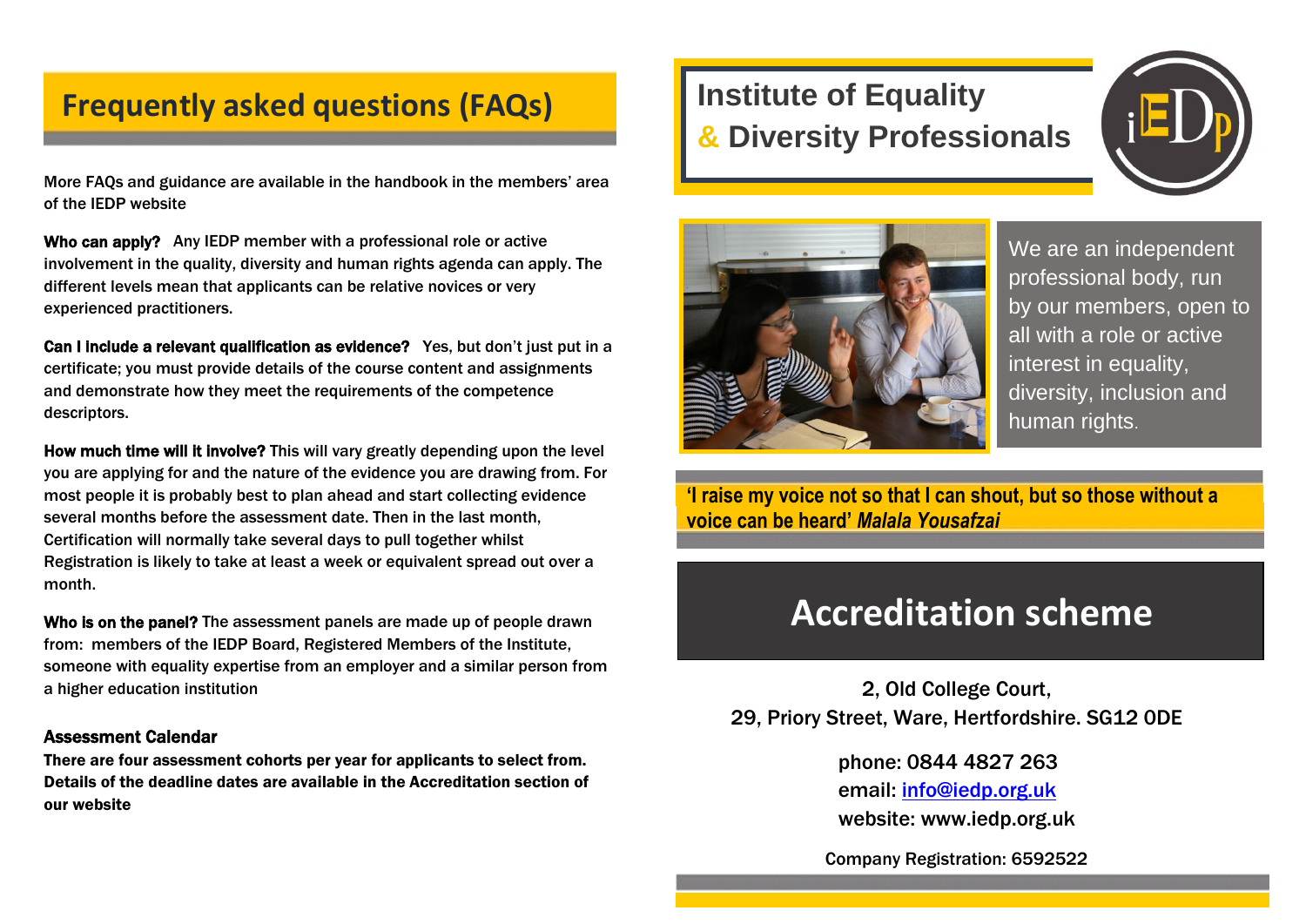## Frequently asked questions (FAQs)

More FAQs and guidance are available in the handbook in the members' area of the IEDP website

**Who can apply?** Any IEDP member with a professional role or active involvement in the quality, diversity and human rights agenda can apply. The different levels mean that applicants can be relative novices or very experienced practitioners.

**Can I include a relevant qualification as evidence?** Yes, but don't just put in a certificate; you must provide details of the course content and assignments and demonstrate how they meet the requirements of the competence descriptors.

**How much time will it involve?** This will vary greatly depending upon the level you are applying for and the nature of the evidence you are drawing from. For most people it is probably best to plan ahead and start collecting evidence several months before the assessment date. Then in the last month, Certification will normally take several days to pull together whilst Registration is likely to take at least a week or equivalent spread out over a month.

**Who is on the panel?** The assessment panels are made up of people drawn from: members of the IEDP Board, Registered Members of the Institute, someone with equality expertise from an employer and a similar person from a higher education institution

### Assessment Calendar

**There are four assessment cohorts per year for applicants to select from. Details of the deadline dates are available in the Accreditation section of our website**

# Institute of Equality & Diversity Professionals

We are an independent professional body, run by our members, open to all with a role or active interest in equality, diversity, inclusion and human rights.

**'I raise my voice not so that I can shout, but so those without a voice can be heard'** ***Malala Yousafzai***

# Accreditation scheme

2, Old College Court,
29, Priory Street, Ware, Hertfordshire. SG12 0DE

phone: 0844 4827 263
email: info@iedp.org.uk
website: www.iedp.org.uk

Company Registration: 6592522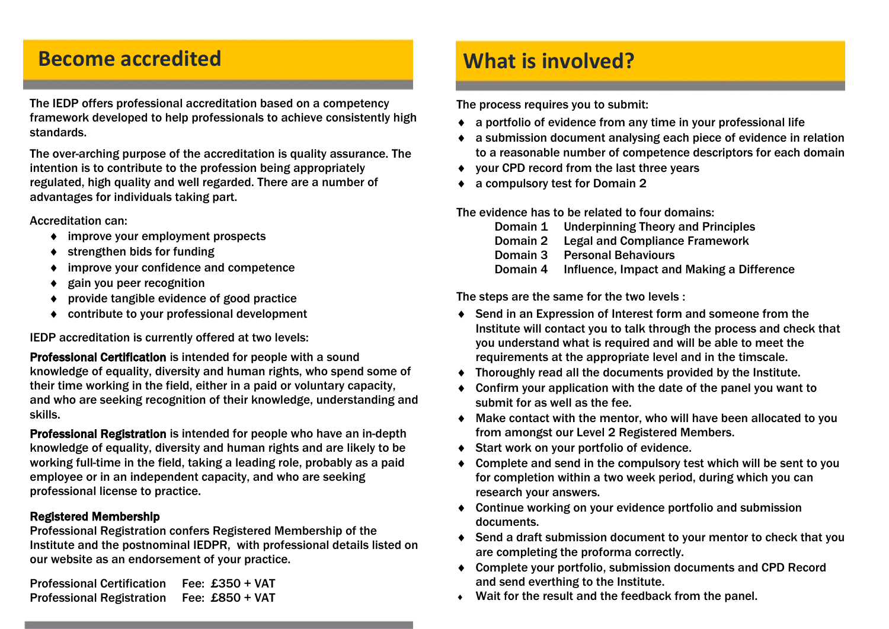## Become accredited

The IEDP offers professional accreditation based on a competency framework developed to help professionals to achieve consistently high standards.

The over-arching purpose of the accreditation is quality assurance. The intention is to contribute to the profession being appropriately regulated, high quality and well regarded. There are a number of advantages for individuals taking part.

Accreditation can:

- improve your employment prospects
- strengthen bids for funding
- improve your confidence and competence
- gain you peer recognition
- provide tangible evidence of good practice
- contribute to your professional development

IEDP accreditation is currently offered at two levels:

**Professional Certification** is intended for people with a sound knowledge of equality, diversity and human rights, who spend some of their time working in the field, either in a paid or voluntary capacity, and who are seeking recognition of their knowledge, understanding and skills.

**Professional Registration** is intended for people who have an in-depth knowledge of equality, diversity and human rights and are likely to be working full-time in the field, taking a leading role, probably as a paid employee or in an independent capacity, and who are seeking professional license to practice.

**Registered Membership**
Professional Registration confers Registered Membership of the Institute and the postnominal IEDPR, with professional details listed on our website as an endorsement of your practice.

| | |
|---|---|
| Professional Certification | Fee: £350 + VAT |
| Professional Registration | Fee: £850 + VAT |

## What is involved?

The process requires you to submit:

- a portfolio of evidence from any time in your professional life
- a submission document analysing each piece of evidence in relation to a reasonable number of competence descriptors for each domain
- your CPD record from the last three years
- a compulsory test for Domain 2

The evidence has to be related to four domains:

| | |
|---|---|
| Domain 1 | Underpinning Theory and Principles |
| Domain 2 | Legal and Compliance Framework |
| Domain 3 | Personal Behaviours |
| Domain 4 | Influence, Impact and Making a Difference |

The steps are the same for the two levels :

- Send in an Expression of Interest form and someone from the Institute will contact you to talk through the process and check that you understand what is required and will be able to meet the requirements at the appropriate level and in the timscale.
- Thoroughly read all the documents provided by the Institute.
- Confirm your application with the date of the panel you want to submit for as well as the fee.
- Make contact with the mentor, who will have been allocated to you from amongst our Level 2 Registered Members.
- Start work on your portfolio of evidence.
- Complete and send in the compulsory test which will be sent to you for completion within a two week period, during which you can research your answers.
- Continue working on your evidence portfolio and submission documents.
- Send a draft submission document to your mentor to check that you are completing the proforma correctly.
- Complete your portfolio, submission documents and CPD Record and send everthing to the Institute.
- Wait for the result and the feedback from the panel.